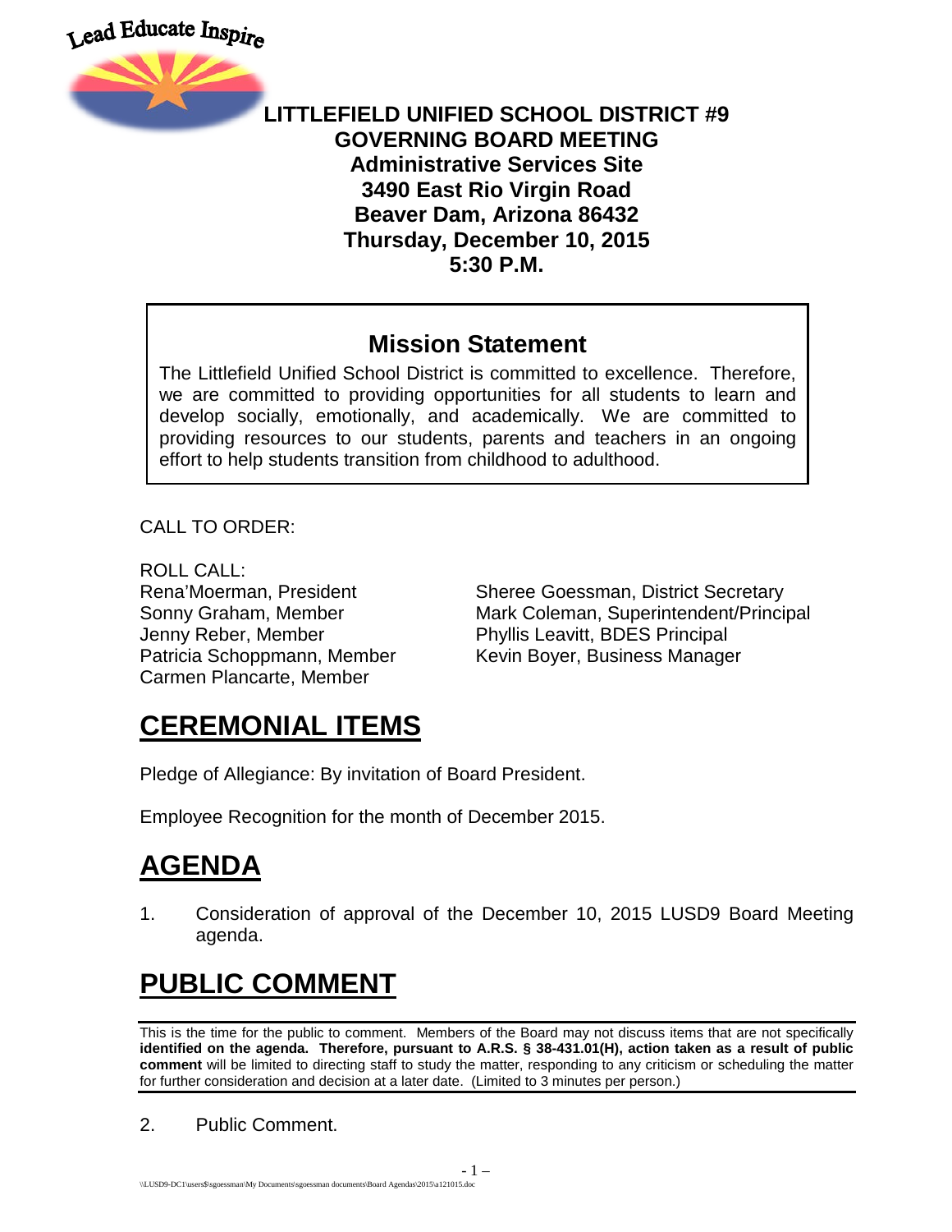Lead Educate Inspire

# LITTLEFIELD UNIFIED SCHOOL DISTRICT #9
## GOVERNING BOARD MEETING
**Administrative Services Site**
**3490 East Rio Virgin Road**
**Beaver Dam, Arizona 86432**
**Thursday, December 10, 2015**
**5:30 P.M.**

### Mission Statement

The Littlefield Unified School District is committed to excellence. Therefore, we are committed to providing opportunities for all students to learn and develop socially, emotionally, and academically. We are committed to providing resources to our students, parents and teachers in an ongoing effort to help students transition from childhood to adulthood.

CALL TO ORDER:

ROLL CALL:

Rena'Moerman, President
Sonny Graham, Member
Jenny Reber, Member
Patricia Schoppmann, Member
Carmen Plancarte, Member

Sheree Goessman, District Secretary
Mark Coleman, Superintendent/Principal
Phyllis Leavitt, BDES Principal
Kevin Boyer, Business Manager

# CEREMONIAL ITEMS

Pledge of Allegiance: By invitation of Board President.

Employee Recognition for the month of December 2015.

# AGENDA

1. Consideration of approval of the December 10, 2015 LUSD9 Board Meeting agenda.

# PUBLIC COMMENT

This is the time for the public to comment. Members of the Board may not discuss items that are not specifically **identified on the agenda. Therefore, pursuant to A.R.S. § 38-431.01(H), action taken as a result of public comment** will be limited to directing staff to study the matter, responding to any criticism or scheduling the matter for further consideration and decision at a later date. (Limited to 3 minutes per person.)

2. Public Comment.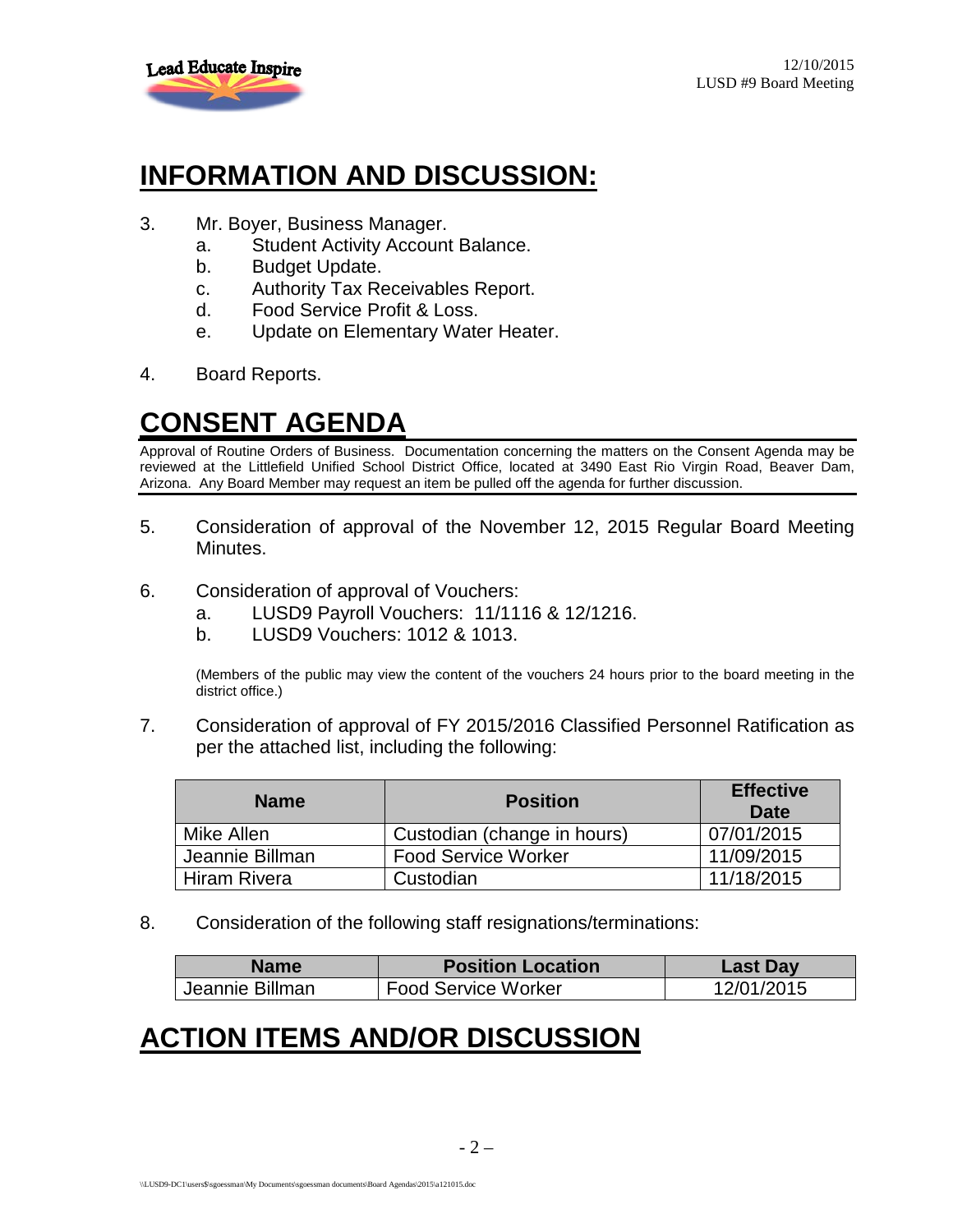## INFORMATION AND DISCUSSION:

3. Mr. Boyer, Business Manager.
   a. Student Activity Account Balance.
   b. Budget Update.
   c. Authority Tax Receivables Report.
   d. Food Service Profit & Loss.
   e. Update on Elementary Water Heater.

4. Board Reports.

## CONSENT AGENDA

Approval of Routine Orders of Business. Documentation concerning the matters on the Consent Agenda may be reviewed at the Littlefield Unified School District Office, located at 3490 East Rio Virgin Road, Beaver Dam, Arizona. Any Board Member may request an item be pulled off the agenda for further discussion.

5. Consideration of approval of the November 12, 2015 Regular Board Meeting Minutes.

6. Consideration of approval of Vouchers:
   a. LUSD9 Payroll Vouchers: 11/1116 & 12/1216.
   b. LUSD9 Vouchers: 1012 & 1013.

   (Members of the public may view the content of the vouchers 24 hours prior to the board meeting in the district office.)

7. Consideration of approval of FY 2015/2016 Classified Personnel Ratification as per the attached list, including the following:

| Name | Position | Effective Date |
|---|---|---|
| Mike Allen | Custodian (change in hours) | 07/01/2015 |
| Jeannie Billman | Food Service Worker | 11/09/2015 |
| Hiram Rivera | Custodian | 11/18/2015 |

8. Consideration of the following staff resignations/terminations:

| Name | Position Location | Last Day |
|---|---|---|
| Jeannie Billman | Food Service Worker | 12/01/2015 |

## ACTION ITEMS AND/OR DISCUSSION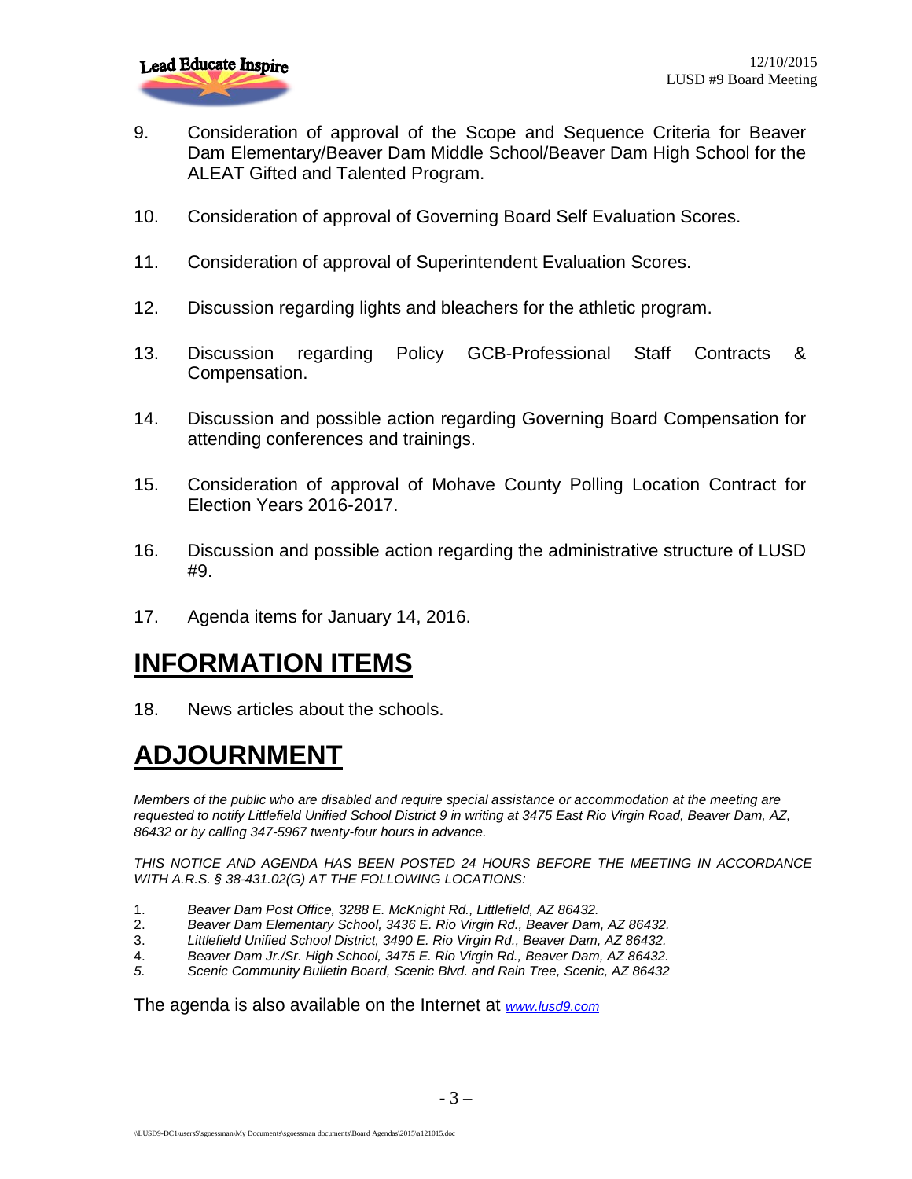9. Consideration of approval of the Scope and Sequence Criteria for Beaver Dam Elementary/Beaver Dam Middle School/Beaver Dam High School for the ALEAT Gifted and Talented Program.

10. Consideration of approval of Governing Board Self Evaluation Scores.

11. Consideration of approval of Superintendent Evaluation Scores.

12. Discussion regarding lights and bleachers for the athletic program.

13. Discussion regarding Policy GCB-Professional Staff Contracts & Compensation.

14. Discussion and possible action regarding Governing Board Compensation for attending conferences and trainings.

15. Consideration of approval of Mohave County Polling Location Contract for Election Years 2016-2017.

16. Discussion and possible action regarding the administrative structure of LUSD #9.

17. Agenda items for January 14, 2016.

# INFORMATION ITEMS

18. News articles about the schools.

# ADJOURNMENT

*Members of the public who are disabled and require special assistance or accommodation at the meeting are requested to notify Littlefield Unified School District 9 in writing at 3475 East Rio Virgin Road, Beaver Dam, AZ, 86432 or by calling 347-5967 twenty-four hours in advance.*

*THIS NOTICE AND AGENDA HAS BEEN POSTED 24 HOURS BEFORE THE MEETING IN ACCORDANCE WITH A.R.S. § 38-431.02(G) AT THE FOLLOWING LOCATIONS:*

1. *Beaver Dam Post Office, 3288 E. McKnight Rd., Littlefield, AZ 86432.*
2. *Beaver Dam Elementary School, 3436 E. Rio Virgin Rd., Beaver Dam, AZ 86432.*
3. *Littlefield Unified School District, 3490 E. Rio Virgin Rd., Beaver Dam, AZ 86432.*
4. *Beaver Dam Jr./Sr. High School, 3475 E. Rio Virgin Rd., Beaver Dam, AZ 86432.*
5. *Scenic Community Bulletin Board, Scenic Blvd. and Rain Tree, Scenic, AZ 86432*

The agenda is also available on the Internet at *www.lusd9.com*